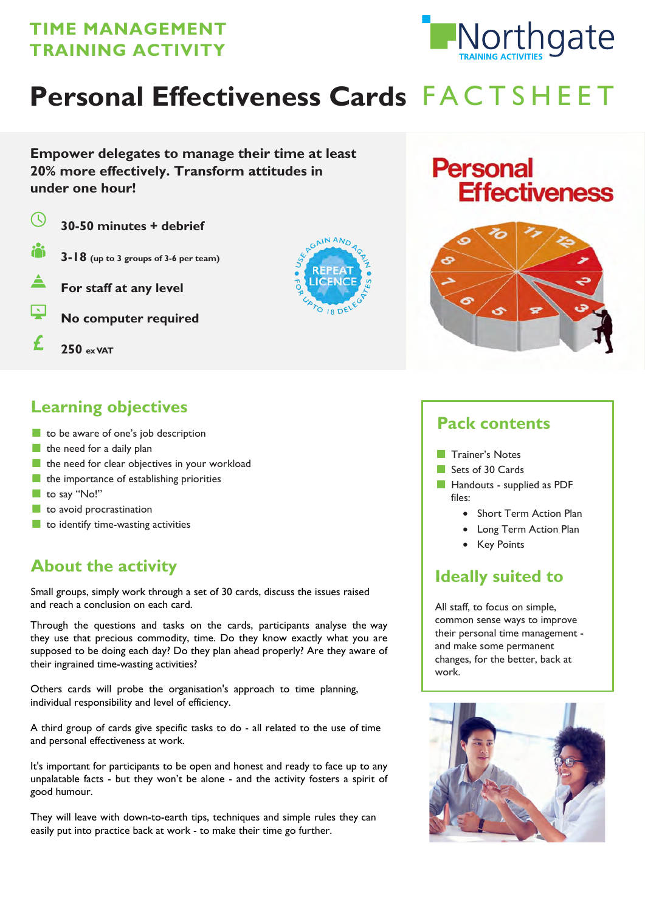TIME MANAGEMENT
TRAINING ACTIVITY

Northgate
TRAINING ACTIVITIES

# Personal Effectiveness Cards FACTSHEET

**Empower delegates to manage their time at least 20% more effectively. Transform attitudes in under one hour!**

**30-50 minutes + debrief**

**3-18** (up to 3 groups of 3-6 per team)

**For staff at any level**

**No computer required**

**£ 250** ex VAT

USE AGAIN AND AGAIN
REPEAT LICENCE
FOR UPTO 18 DELEGATES

## Learning objectives

- to be aware of one's job description
- the need for a daily plan
- the need for clear objectives in your workload
- the importance of establishing priorities
- to say "No!"
- to avoid procrastination
- to identify time-wasting activities

## About the activity

Small groups, simply work through a set of 30 cards, discuss the issues raised and reach a conclusion on each card.

Through the questions and tasks on the cards, participants analyse the way they use that precious commodity, time. Do they know exactly what you are supposed to be doing each day? Do they plan ahead properly? Are they aware of their ingrained time-wasting activities?

Others cards will probe the organisation's approach to time planning, individual responsibility and level of efficiency.

A third group of cards give specific tasks to do - all related to the use of time and personal effectiveness at work.

It's important for participants to be open and honest and ready to face up to any unpalatable facts - but they won't be alone - and the activity fosters a spirit of good humour.

They will leave with down-to-earth tips, techniques and simple rules they can easily put into practice back at work - to make their time go further.

## Pack contents

- Trainer's Notes
- Sets of 30 Cards
- Handouts - supplied as PDF files:
  - Short Term Action Plan
  - Long Term Action Plan
  - Key Points

## Ideally suited to

All staff, to focus on simple, common sense ways to improve their personal time management - and make some permanent changes, for the better, back at work.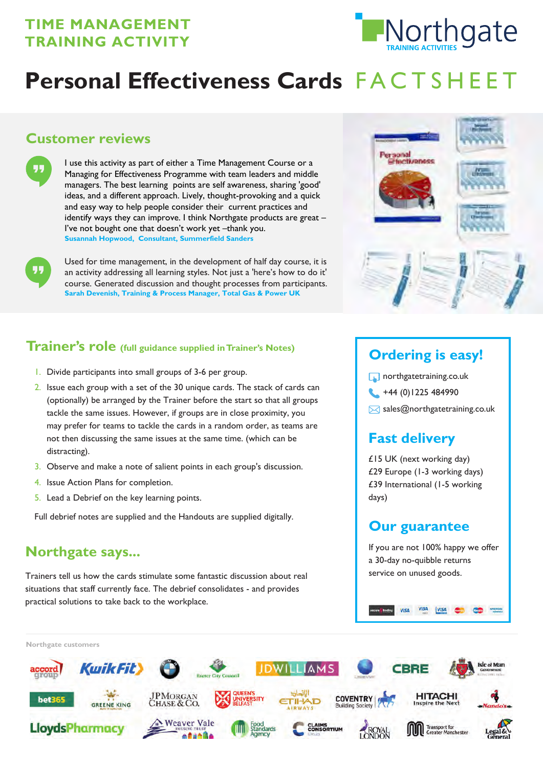TIME MANAGEMENT
TRAINING ACTIVITY

Northgate
TRAINING ACTIVITIES

# Personal Effectiveness Cards FACTSHEET

## Customer reviews

I use this activity as part of either a Time Management Course or a Managing for Effectiveness Programme with team leaders and middle managers. The best learning points are self awareness, sharing 'good' ideas, and a different approach. Lively, thought-provoking and a quick and easy way to help people consider their current practices and identify ways they can improve. I think Northgate products are great – I've not bought one that doesn't work yet –thank you.
**Susannah Hopwood, Consultant, Summerfield Sanders**

Used for time management, in the development of half day course, it is an activity addressing all learning styles. Not just a 'here's how to do it' course. Generated discussion and thought processes from participants.
**Sarah Devenish, Training & Process Manager, Total Gas & Power UK**

## Trainer's role (full guidance supplied in Trainer's Notes)

1. Divide participants into small groups of 3-6 per group.
2. Issue each group with a set of the 30 unique cards. The stack of cards can (optionally) be arranged by the Trainer before the start so that all groups tackle the same issues. However, if groups are in close proximity, you may prefer for teams to tackle the cards in a random order, as teams are not then discussing the same issues at the same time. (which can be distracting).
3. Observe and make a note of salient points in each group's discussion.
4. Issue Action Plans for completion.
5. Lead a Debrief on the key learning points.

Full debrief notes are supplied and the Handouts are supplied digitally.

## Northgate says...

Trainers tell us how the cards stimulate some fantastic discussion about real situations that staff currently face. The debrief consolidates - and provides practical solutions to take back to the workplace.

## Ordering is easy!

northgatetraining.co.uk
+44 (0)1225 484990
sales@northgatetraining.co.uk

## Fast delivery

£15 UK (next working day)
£29 Europe (1-3 working days)
£39 International (1-5 working days)

## Our guarantee

If you are not 100% happy we offer a 30-day no-quibble returns service on unused goods.

Northgate customers